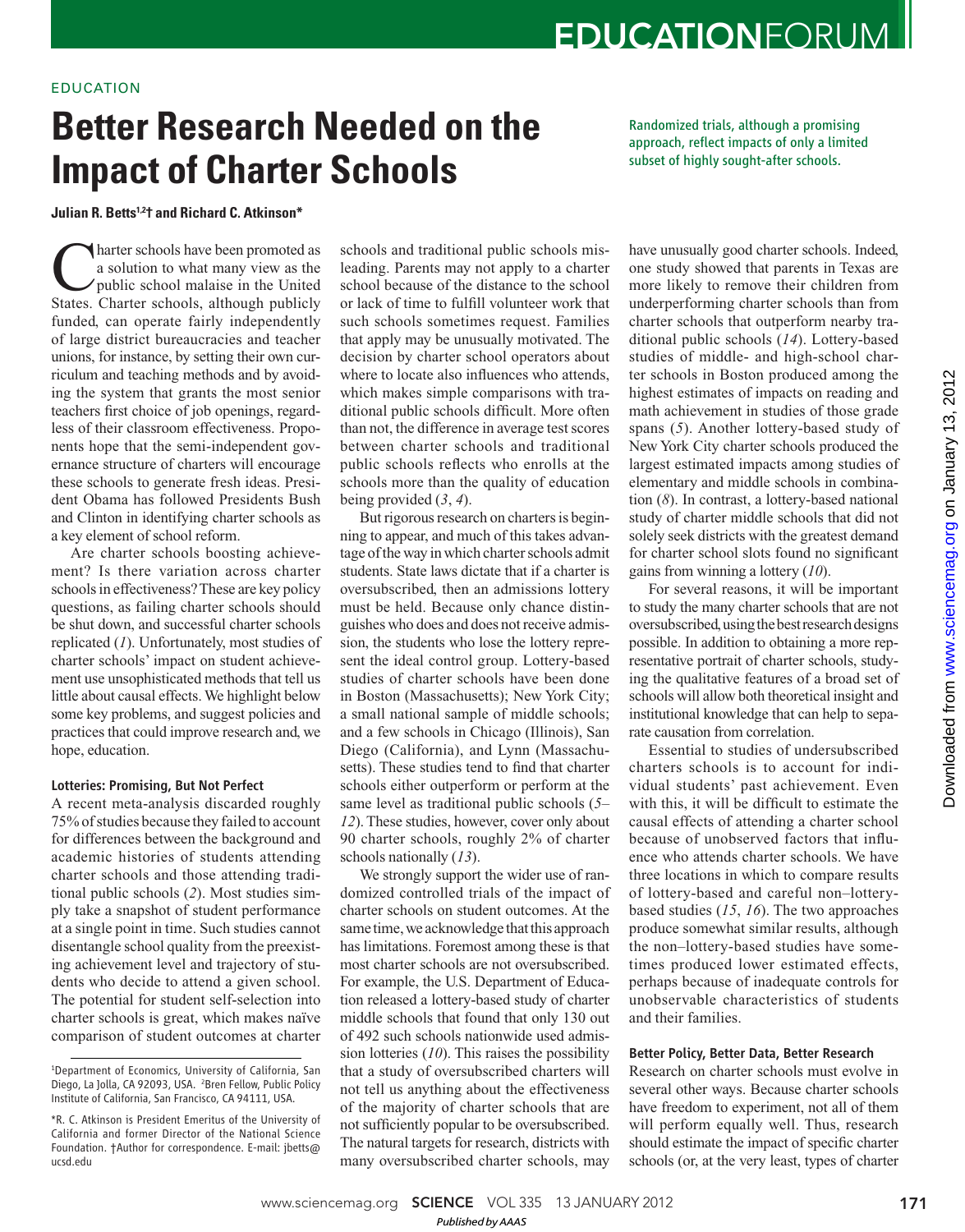EDUCATION

# Better Research Needed on the Impact of Charter Schools

Randomized trials, although a promising approach, reflect impacts of only a limited subset of highly sought-after schools.

**Julian R. Betts[1,2]† and Richard C. Atkinson***

Charter schools have been promoted as a solution to what many view as the public school malaise in the United States. Charter schools, although publicly funded, can operate fairly independently of large district bureaucracies and teacher unions, for instance, by setting their own curriculum and teaching methods and by avoiding the system that grants the most senior teachers first choice of job openings, regardless of their classroom effectiveness. Proponents hope that the semi-independent governance structure of charters will encourage these schools to generate fresh ideas. President Obama has followed Presidents Bush and Clinton in identifying charter schools as a key element of school reform.

Are charter schools boosting achievement? Is there variation across charter schools in effectiveness? These are key policy questions, as failing charter schools should be shut down, and successful charter schools replicated (*1*). Unfortunately, most studies of charter schools' impact on student achievement use unsophisticated methods that tell us little about causal effects. We highlight below some key problems, and suggest policies and practices that could improve research and, we hope, education.

### Lotteries: Promising, But Not Perfect

A recent meta-analysis discarded roughly 75% of studies because they failed to account for differences between the background and academic histories of students attending charter schools and those attending traditional public schools (*2*). Most studies simply take a snapshot of student performance at a single point in time. Such studies cannot disentangle school quality from the preexisting achievement level and trajectory of students who decide to attend a given school. The potential for student self-selection into charter schools is great, which makes naïve comparison of student outcomes at charter schools and traditional public schools misleading. Parents may not apply to a charter school because of the distance to the school or lack of time to fulfill volunteer work that such schools sometimes request. Families that apply may be unusually motivated. The decision by charter school operators about where to locate also influences who attends, which makes simple comparisons with traditional public schools difficult. More often than not, the difference in average test scores between charter schools and traditional public schools reflects who enrolls at the schools more than the quality of education being provided (*3*, *4*).

But rigorous research on charters is beginning to appear, and much of this takes advantage of the way in which charter schools admit students. State laws dictate that if a charter is oversubscribed, then an admissions lottery must be held. Because only chance distinguishes who does and does not receive admission, the students who lose the lottery represent the ideal control group. Lottery-based studies of charter schools have been done in Boston (Massachusetts); New York City; a small national sample of middle schools; and a few schools in Chicago (Illinois), San Diego (California), and Lynn (Massachusetts). These studies tend to find that charter schools either outperform or perform at the same level as traditional public schools (*5*–*12*). These studies, however, cover only about 90 charter schools, roughly 2% of charter schools nationally (*13*).

We strongly support the wider use of randomized controlled trials of the impact of charter schools on student outcomes. At the same time, we acknowledge that this approach has limitations. Foremost among these is that most charter schools are not oversubscribed. For example, the U.S. Department of Education released a lottery-based study of charter middle schools that found that only 130 out of 492 such schools nationwide used admission lotteries (*10*). This raises the possibility that a study of oversubscribed charters will not tell us anything about the effectiveness of the majority of charter schools that are not sufficiently popular to be oversubscribed. The natural targets for research, districts with many oversubscribed charter schools, may have unusually good charter schools. Indeed, one study showed that parents in Texas are more likely to remove their children from underperforming charter schools than from charter schools that outperform nearby traditional public schools (*14*). Lottery-based studies of middle- and high-school charter schools in Boston produced among the highest estimates of impacts on reading and math achievement in studies of those grade spans (*5*). Another lottery-based study of New York City charter schools produced the largest estimated impacts among studies of elementary and middle schools in combination (*8*). In contrast, a lottery-based national study of charter middle schools that did not solely seek districts with the greatest demand for charter school slots found no significant gains from winning a lottery (*10*).

For several reasons, it will be important to study the many charter schools that are not oversubscribed, using the best research designs possible. In addition to obtaining a more representative portrait of charter schools, studying the qualitative features of a broad set of schools will allow both theoretical insight and institutional knowledge that can help to separate causation from correlation.

Essential to studies of undersubscribed charters schools is to account for individual students' past achievement. Even with this, it will be difficult to estimate the causal effects of attending a charter school because of unobserved factors that influence who attends charter schools. We have three locations in which to compare results of lottery-based and careful non–lottery-based studies (*15*, *16*). The two approaches produce somewhat similar results, although the non–lottery-based studies have sometimes produced lower estimated effects, perhaps because of inadequate controls for unobservable characteristics of students and their families.

### Better Policy, Better Data, Better Research

Research on charter schools must evolve in several other ways. Because charter schools have freedom to experiment, not all of them will perform equally well. Thus, research should estimate the impact of specific charter schools (or, at the very least, types of charter

---

[1]Department of Economics, University of California, San Diego, La Jolla, CA 92093, USA. [2]Bren Fellow, Public Policy Institute of California, San Francisco, CA 94111, USA.

*R. C. Atkinson is President Emeritus of the University of California and former Director of the National Science Foundation. †Author for correspondence. E-mail: jbetts@ucsd.edu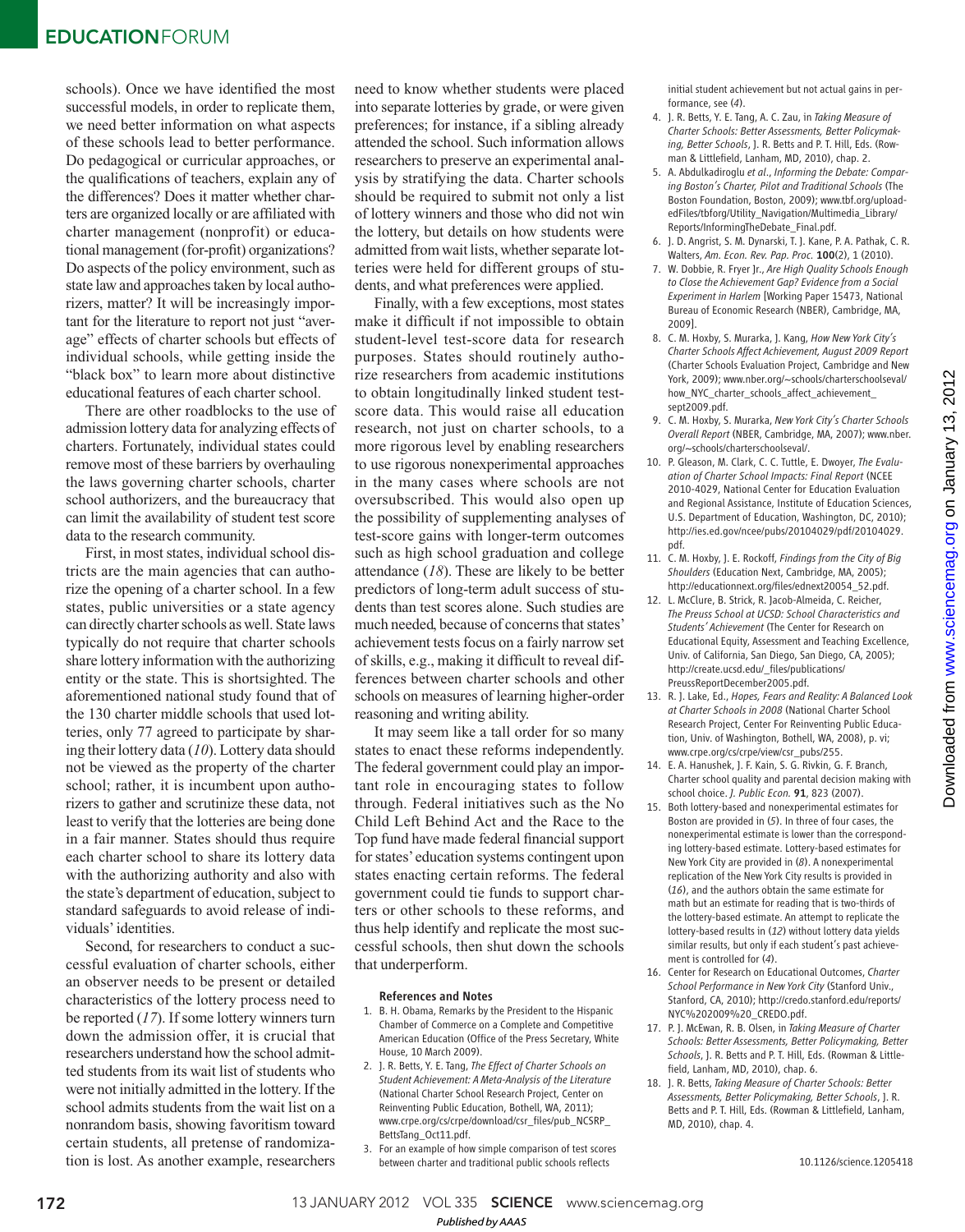schools). Once we have identified the most successful models, in order to replicate them, we need better information on what aspects of these schools lead to better performance. Do pedagogical or curricular approaches, or the qualifications of teachers, explain any of the differences? Does it matter whether charters are organized locally or are affiliated with charter management (nonprofit) or educational management (for-profit) organizations? Do aspects of the policy environment, such as state law and approaches taken by local authorizers, matter? It will be increasingly important for the literature to report not just "average" effects of charter schools but effects of individual schools, while getting inside the "black box" to learn more about distinctive educational features of each charter school.

There are other roadblocks to the use of admission lottery data for analyzing effects of charters. Fortunately, individual states could remove most of these barriers by overhauling the laws governing charter schools, charter school authorizers, and the bureaucracy that can limit the availability of student test score data to the research community.

First, in most states, individual school districts are the main agencies that can authorize the opening of a charter school. In a few states, public universities or a state agency can directly charter schools as well. State laws typically do not require that charter schools share lottery information with the authorizing entity or the state. This is shortsighted. The aforementioned national study found that of the 130 charter middle schools that used lotteries, only 77 agreed to participate by sharing their lottery data (*10*). Lottery data should not be viewed as the property of the charter school; rather, it is incumbent upon authorizers to gather and scrutinize these data, not least to verify that the lotteries are being done in a fair manner. States should thus require each charter school to share its lottery data with the authorizing authority and also with the state's department of education, subject to standard safeguards to avoid release of individuals' identities.

Second, for researchers to conduct a successful evaluation of charter schools, either an observer needs to be present or detailed characteristics of the lottery process need to be reported (*17*). If some lottery winners turn down the admission offer, it is crucial that researchers understand how the school admitted students from its wait list of students who were not initially admitted in the lottery. If the school admits students from the wait list on a nonrandom basis, showing favoritism toward certain students, all pretense of randomization is lost. As another example, researchers need to know whether students were placed into separate lotteries by grade, or were given preferences; for instance, if a sibling already attended the school. Such information allows researchers to preserve an experimental analysis by stratifying the data. Charter schools should be required to submit not only a list of lottery winners and those who did not win the lottery, but details on how students were admitted from wait lists, whether separate lotteries were held for different groups of students, and what preferences were applied.

Finally, with a few exceptions, most states make it difficult if not impossible to obtain student-level test-score data for research purposes. States should routinely authorize researchers from academic institutions to obtain longitudinally linked student test-score data. This would raise all education research, not just on charter schools, to a more rigorous level by enabling researchers to use rigorous nonexperimental approaches in the many cases where schools are not oversubscribed. This would also open up the possibility of supplementing analyses of test-score gains with longer-term outcomes such as high school graduation and college attendance (*18*). These are likely to be better predictors of long-term adult success of students than test scores alone. Such studies are much needed, because of concerns that states' achievement tests focus on a fairly narrow set of skills, e.g., making it difficult to reveal differences between charter schools and other schools on measures of learning higher-order reasoning and writing ability.

It may seem like a tall order for so many states to enact these reforms independently. The federal government could play an important role in encouraging states to follow through. Federal initiatives such as the No Child Left Behind Act and the Race to the Top fund have made federal financial support for states' education systems contingent upon states enacting certain reforms. The federal government could tie funds to support charters or other schools to these reforms, and thus help identify and replicate the most successful schools, then shut down the schools that underperform.

### References and Notes

1. B. H. Obama, Remarks by the President to the Hispanic Chamber of Commerce on a Complete and Competitive American Education (Office of the Press Secretary, White House, 10 March 2009).
2. J. R. Betts, Y. E. Tang, *The Effect of Charter Schools on Student Achievement: A Meta-Analysis of the Literature* (National Charter School Research Project, Center on Reinventing Public Education, Bothell, WA, 2011); www.crpe.org/cs/crpe/download/csr_files/pub_NCSRP_BettsTang_Oct11.pdf.
3. For an example of how simple comparison of test scores between charter and traditional public schools reflects initial student achievement but not actual gains in performance, see (*4*).
4. J. R. Betts, Y. E. Tang, A. C. Zau, in *Taking Measure of Charter Schools: Better Assessments, Better Policymaking, Better Schools*, J. R. Betts and P. T. Hill, Eds. (Rowman & Littlefield, Lanham, MD, 2010), chap. 2.
5. A. Abdulkadiroglu *et al.*, *Informing the Debate: Comparing Boston's Charter, Pilot and Traditional Schools* (The Boston Foundation, Boston, 2009); www.tbf.org/uploadedFiles/tbforg/Utility_Navigation/Multimedia_Library/Reports/InformingTheDebate_Final.pdf.
6. J. D. Angrist, S. M. Dynarski, T. J. Kane, P. A. Pathak, C. R. Walters, *Am. Econ. Rev. Pap. Proc.* **100**(2), 1 (2010).
7. W. Dobbie, R. Fryer Jr., *Are High Quality Schools Enough to Close the Achievement Gap? Evidence from a Social Experiment in Harlem* [Working Paper 15473, National Bureau of Economic Research (NBER), Cambridge, MA, 2009].
8. C. M. Hoxby, S. Murarka, J. Kang, *How New York City's Charter Schools Affect Achievement, August 2009 Report* (Charter Schools Evaluation Project, Cambridge and New York, 2009); www.nber.org/~schools/charterschoolseval/how_NYC_charter_schools_affect_achievement_sept2009.pdf.
9. C. M. Hoxby, S. Murarka, *New York City's Charter Schools Overall Report* (NBER, Cambridge, MA, 2007); www.nber.org/~schools/charterschoolseval/.
10. P. Gleason, M. Clark, C. C. Tuttle, E. Dwoyer, *The Evaluation of Charter School Impacts: Final Report* (NCEE 2010-4029, National Center for Education Evaluation and Regional Assistance, Institute of Education Sciences, U.S. Department of Education, Washington, DC, 2010); http://ies.ed.gov/ncee/pubs/20104029/pdf/20104029.pdf.
11. C. M. Hoxby, J. E. Rockoff, *Findings from the City of Big Shoulders* (Education Next, Cambridge, MA, 2005); http://educationnext.org/files/ednext20054_52.pdf.
12. L. McClure, B. Strick, R. Jacob-Almeida, C. Reicher, *The Preuss School at UCSD: School Characteristics and Students' Achievement* (The Center for Research on Educational Equity, Assessment and Teaching Excellence, Univ. of California, San Diego, San Diego, CA, 2005); http://create.ucsd.edu/_files/publications/PreussReportDecember2005.pdf.
13. R. J. Lake, Ed., *Hopes, Fears and Reality: A Balanced Look at Charter Schools in 2008* (National Charter School Research Project, Center For Reinventing Public Education, Univ. of Washington, Bothell, WA, 2008), p. vi; www.crpe.org/cs/crpe/view/csr_pubs/255.
14. E. A. Hanushek, J. F. Kain, S. G. Rivkin, G. F. Branch, Charter school quality and parental decision making with school choice. *J. Public Econ.* **91**, 823 (2007).
15. Both lottery-based and nonexperimental estimates for Boston are provided in (*5*). In three of four cases, the nonexperimental estimate is lower than the corresponding lottery-based estimate. Lottery-based estimates for New York City are provided in (*8*). A nonexperimental replication of the New York City results is provided in (*16*), and the authors obtain the same estimate for math but an estimate for reading that is two-thirds of the lottery-based estimate. An attempt to replicate the lottery-based results in (*12*) without lottery data yields similar results, but only if each student's past achievement is controlled for (*4*).
16. Center for Research on Educational Outcomes, *Charter School Performance in New York City* (Stanford Univ., Stanford, CA, 2010); http://credo.stanford.edu/reports/NYC%202009%20_CREDO.pdf.
17. P. J. McEwan, R. B. Olsen, in *Taking Measure of Charter Schools: Better Assessments, Better Policymaking, Better Schools*, J. R. Betts and P. T. Hill, Eds. (Rowman & Littlefield, Lanham, MD, 2010), chap. 6.
18. J. R. Betts, *Taking Measure of Charter Schools: Better Assessments, Better Policymaking, Better Schools*, J. R. Betts and P. T. Hill, Eds. (Rowman & Littlefield, Lanham, MD, 2010), chap. 4.

10.1126/science.1205418